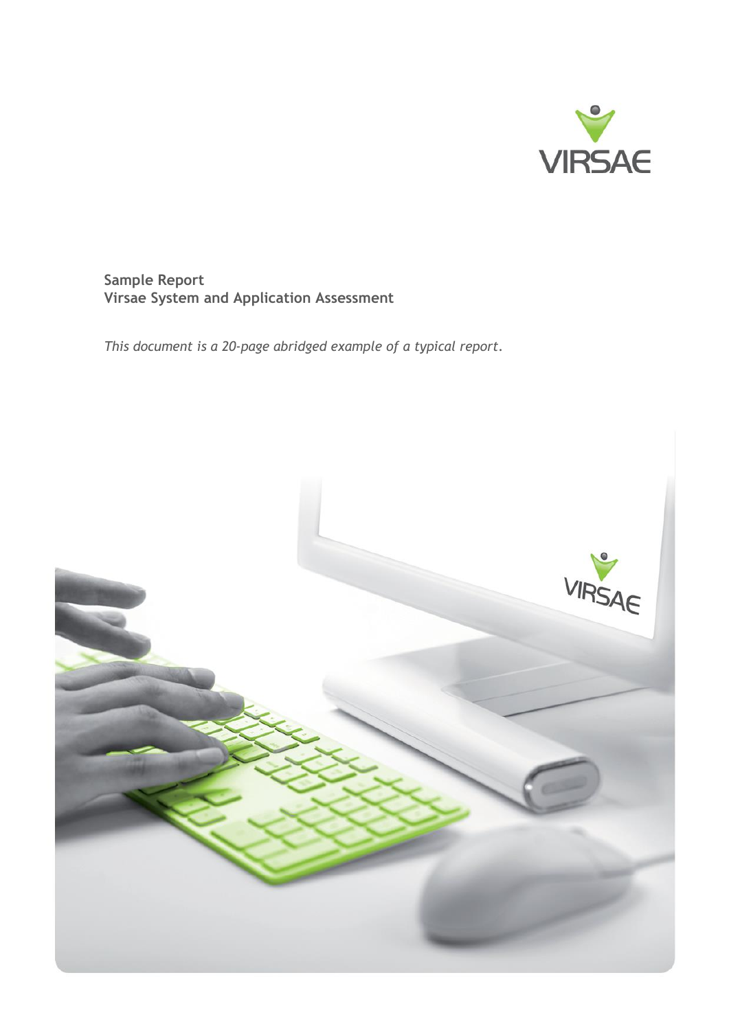VIRSAE

**Sample Report**
**Virsae System and Application Assessment**

*This document is a 20-page abridged example of a typical report.*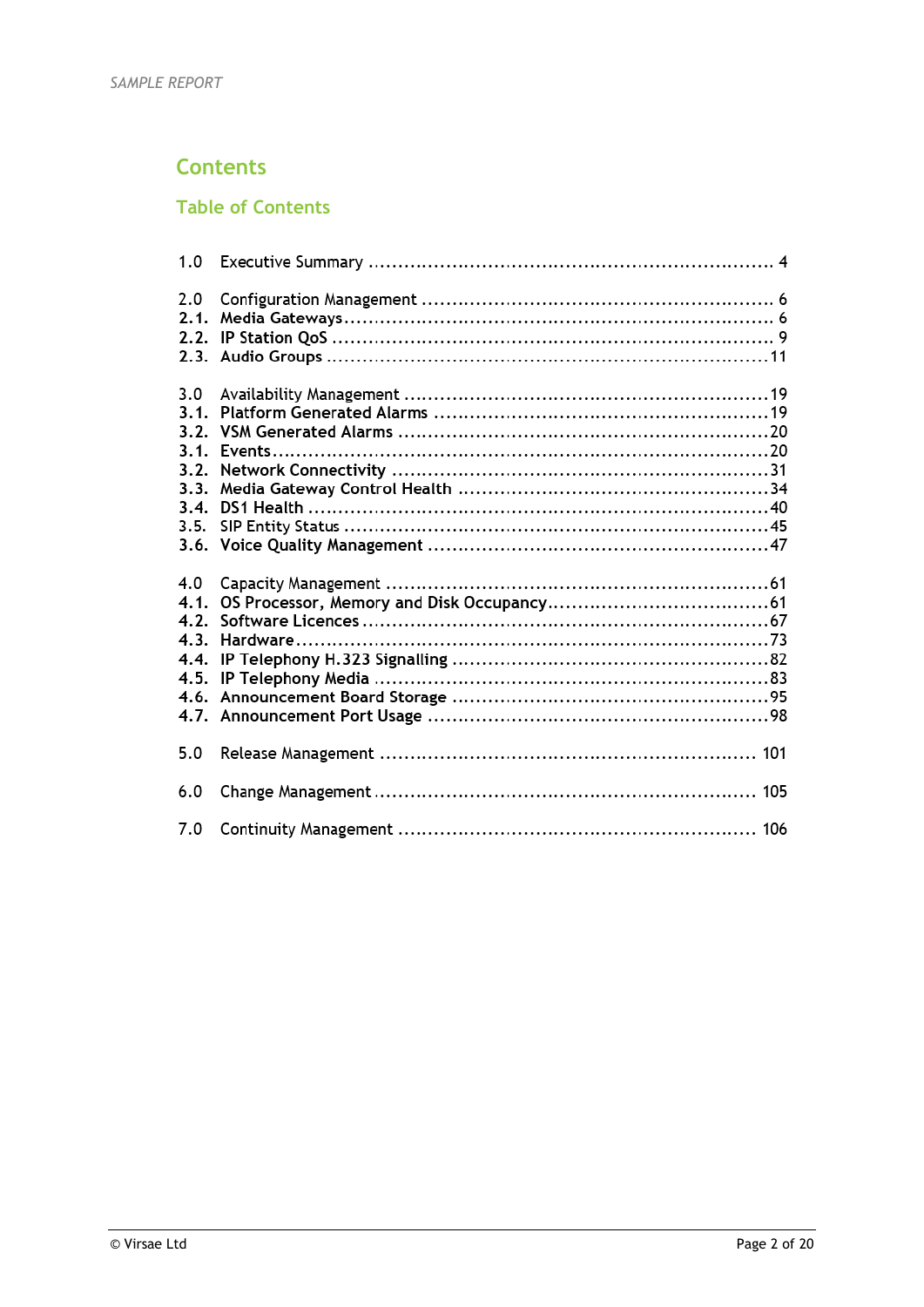# Contents

## Table of Contents

| | | |
|---|---|---|
| 1.0 | Executive Summary | 4 |
| 2.0 | Configuration Management | 6 |
| **2.1.** | **Media Gateways** | 6 |
| **2.2.** | **IP Station QoS** | 9 |
| **2.3.** | **Audio Groups** | 11 |
| 3.0 | Availability Management | 19 |
| **3.1.** | **Platform Generated Alarms** | 19 |
| **3.2.** | **VSM Generated Alarms** | 20 |
| **3.1.** | **Events** | 20 |
| **3.2.** | **Network Connectivity** | 31 |
| **3.3.** | **Media Gateway Control Health** | 34 |
| **3.4.** | **DS1 Health** | 40 |
| 3.5. | SIP Entity Status | 45 |
| **3.6.** | **Voice Quality Management** | 47 |
| 4.0 | Capacity Management | 61 |
| **4.1.** | **OS Processor, Memory and Disk Occupancy** | 61 |
| **4.2.** | **Software Licences** | 67 |
| **4.3.** | **Hardware** | 73 |
| **4.4.** | **IP Telephony H.323 Signalling** | 82 |
| **4.5.** | **IP Telephony Media** | 83 |
| **4.6.** | **Announcement Board Storage** | 95 |
| **4.7.** | **Announcement Port Usage** | 98 |
| 5.0 | Release Management | 101 |
| 6.0 | Change Management | 105 |
| 7.0 | Continuity Management | 106 |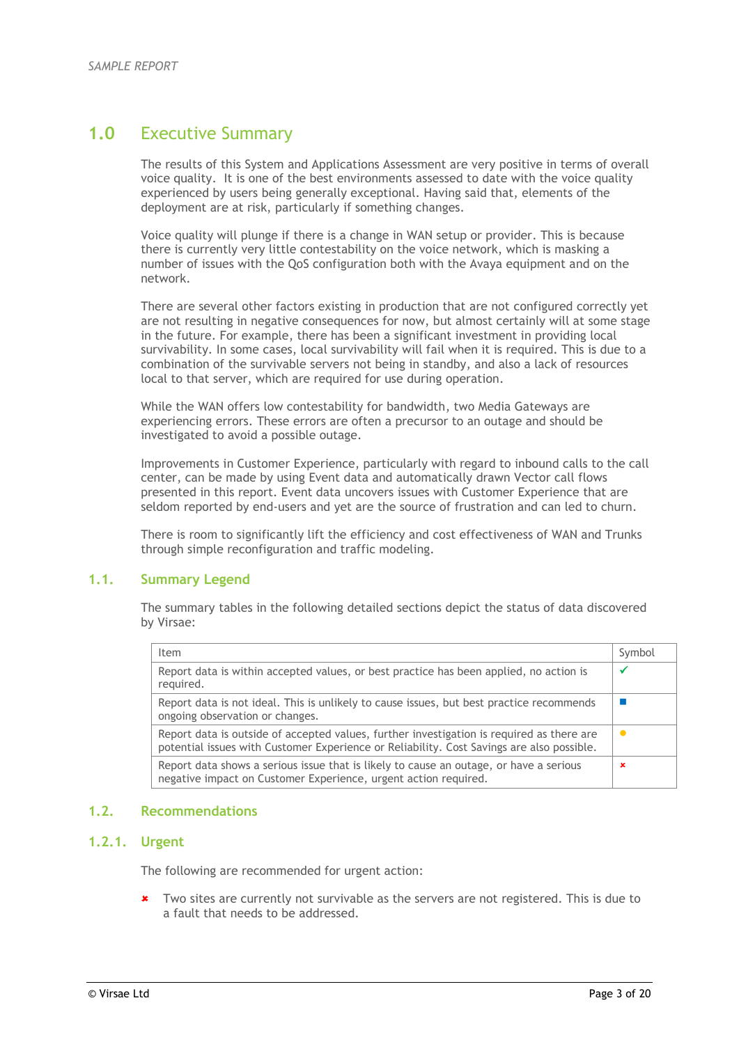## 1.0 Executive Summary

The results of this System and Applications Assessment are very positive in terms of overall voice quality. It is one of the best environments assessed to date with the voice quality experienced by users being generally exceptional. Having said that, elements of the deployment are at risk, particularly if something changes.

Voice quality will plunge if there is a change in WAN setup or provider. This is because there is currently very little contestability on the voice network, which is masking a number of issues with the QoS configuration both with the Avaya equipment and on the network.

There are several other factors existing in production that are not configured correctly yet are not resulting in negative consequences for now, but almost certainly will at some stage in the future. For example, there has been a significant investment in providing local survivability. In some cases, local survivability will fail when it is required. This is due to a combination of the survivable servers not being in standby, and also a lack of resources local to that server, which are required for use during operation.

While the WAN offers low contestability for bandwidth, two Media Gateways are experiencing errors. These errors are often a precursor to an outage and should be investigated to avoid a possible outage.

Improvements in Customer Experience, particularly with regard to inbound calls to the call center, can be made by using Event data and automatically drawn Vector call flows presented in this report. Event data uncovers issues with Customer Experience that are seldom reported by end-users and yet are the source of frustration and can led to churn.

There is room to significantly lift the efficiency and cost effectiveness of WAN and Trunks through simple reconfiguration and traffic modeling.

### 1.1. Summary Legend

The summary tables in the following detailed sections depict the status of data discovered by Virsae:

| Item | Symbol |
| --- | --- |
| Report data is within accepted values, or best practice has been applied, no action is required. | ✓ |
| Report data is not ideal. This is unlikely to cause issues, but best practice recommends ongoing observation or changes. | ■ |
| Report data is outside of accepted values, further investigation is required as there are potential issues with Customer Experience or Reliability. Cost Savings are also possible. | ● |
| Report data shows a serious issue that is likely to cause an outage, or have a serious negative impact on Customer Experience, urgent action required. | ✖ |

### 1.2. Recommendations

#### 1.2.1. Urgent

The following are recommended for urgent action:

- ✖ Two sites are currently not survivable as the servers are not registered. This is due to a fault that needs to be addressed.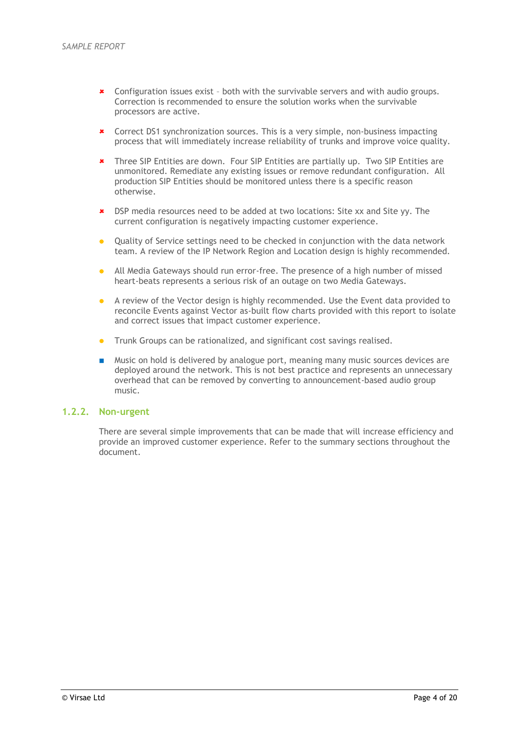- Configuration issues exist – both with the survivable servers and with audio groups. Correction is recommended to ensure the solution works when the survivable processors are active.

- Correct DS1 synchronization sources. This is a very simple, non-business impacting process that will immediately increase reliability of trunks and improve voice quality.

- Three SIP Entities are down. Four SIP Entities are partially up. Two SIP Entities are unmonitored. Remediate any existing issues or remove redundant configuration. All production SIP Entities should be monitored unless there is a specific reason otherwise.

- DSP media resources need to be added at two locations: Site xx and Site yy. The current configuration is negatively impacting customer experience.

- Quality of Service settings need to be checked in conjunction with the data network team. A review of the IP Network Region and Location design is highly recommended.

- All Media Gateways should run error-free. The presence of a high number of missed heart-beats represents a serious risk of an outage on two Media Gateways.

- A review of the Vector design is highly recommended. Use the Event data provided to reconcile Events against Vector as-built flow charts provided with this report to isolate and correct issues that impact customer experience.

- Trunk Groups can be rationalized, and significant cost savings realised.

- Music on hold is delivered by analogue port, meaning many music sources devices are deployed around the network. This is not best practice and represents an unnecessary overhead that can be removed by converting to announcement-based audio group music.

### 1.2.2. Non-urgent

There are several simple improvements that can be made that will increase efficiency and provide an improved customer experience. Refer to the summary sections throughout the document.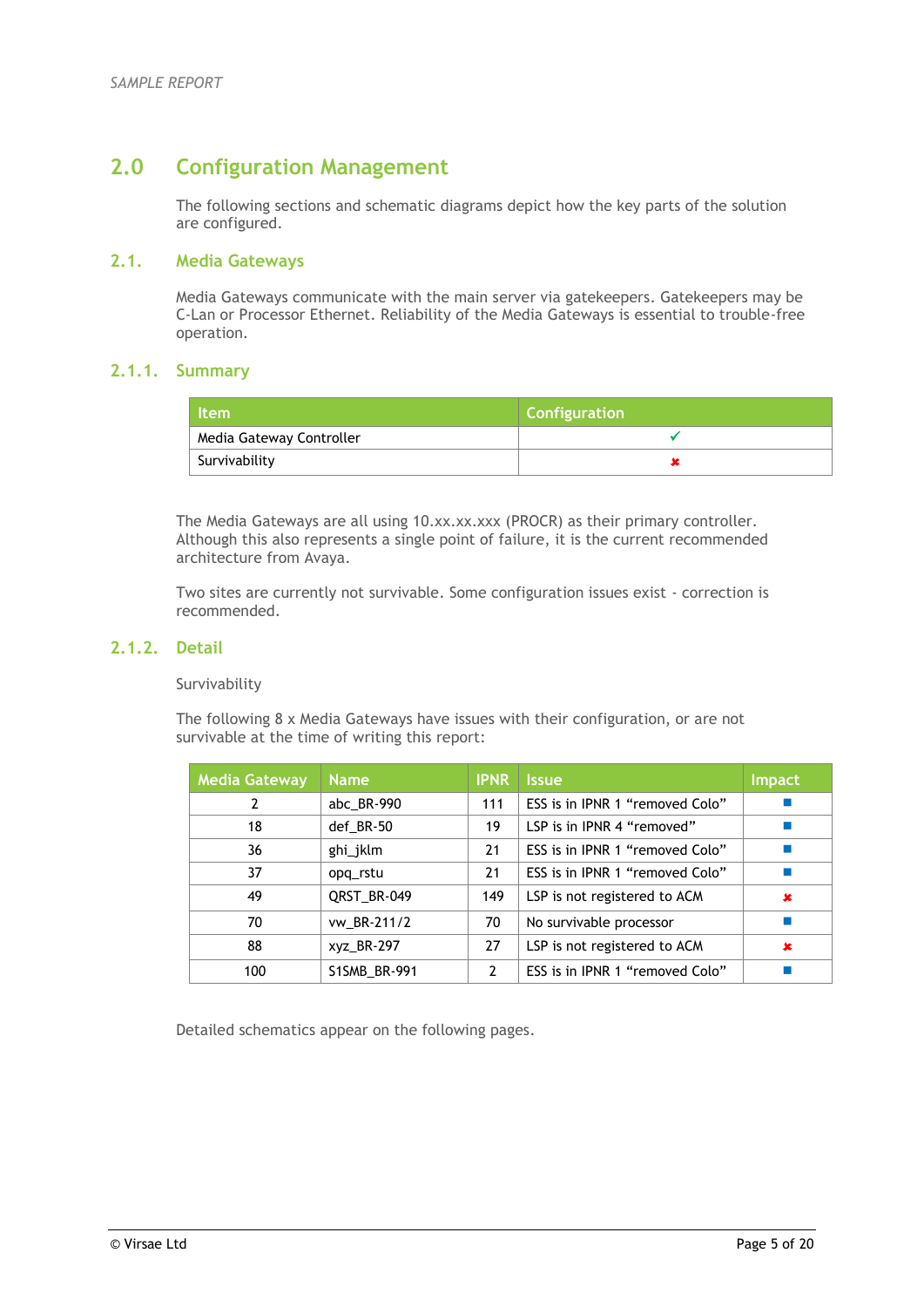## 2.0 Configuration Management

The following sections and schematic diagrams depict how the key parts of the solution are configured.

### 2.1. Media Gateways

Media Gateways communicate with the main server via gatekeepers. Gatekeepers may be C-Lan or Processor Ethernet. Reliability of the Media Gateways is essential to trouble-free operation.

#### 2.1.1. Summary

| Item | Configuration |
|---|---|
| Media Gateway Controller | ✓ |
| Survivability | ✘ |

The Media Gateways are all using 10.xx.xx.xxx (PROCR) as their primary controller. Although this also represents a single point of failure, it is the current recommended architecture from Avaya.

Two sites are currently not survivable. Some configuration issues exist - correction is recommended.

#### 2.1.2. Detail

Survivability

The following 8 x Media Gateways have issues with their configuration, or are not survivable at the time of writing this report:

| Media Gateway | Name | IPNR | Issue | Impact |
|---|---|---|---|---|
| 2 | abc_BR-990 | 111 | ESS is in IPNR 1 “removed Colo” | ■ |
| 18 | def_BR-50 | 19 | LSP is in IPNR 4 “removed” | ■ |
| 36 | ghi_jklm | 21 | ESS is in IPNR 1 “removed Colo” | ■ |
| 37 | opq_rstu | 21 | ESS is in IPNR 1 “removed Colo” | ■ |
| 49 | QRST_BR-049 | 149 | LSP is not registered to ACM | ✘ |
| 70 | vw_BR-211/2 | 70 | No survivable processor | ■ |
| 88 | xyz_BR-297 | 27 | LSP is not registered to ACM | ✘ |
| 100 | S1SMB_BR-991 | 2 | ESS is in IPNR 1 “removed Colo” | ■ |

Detailed schematics appear on the following pages.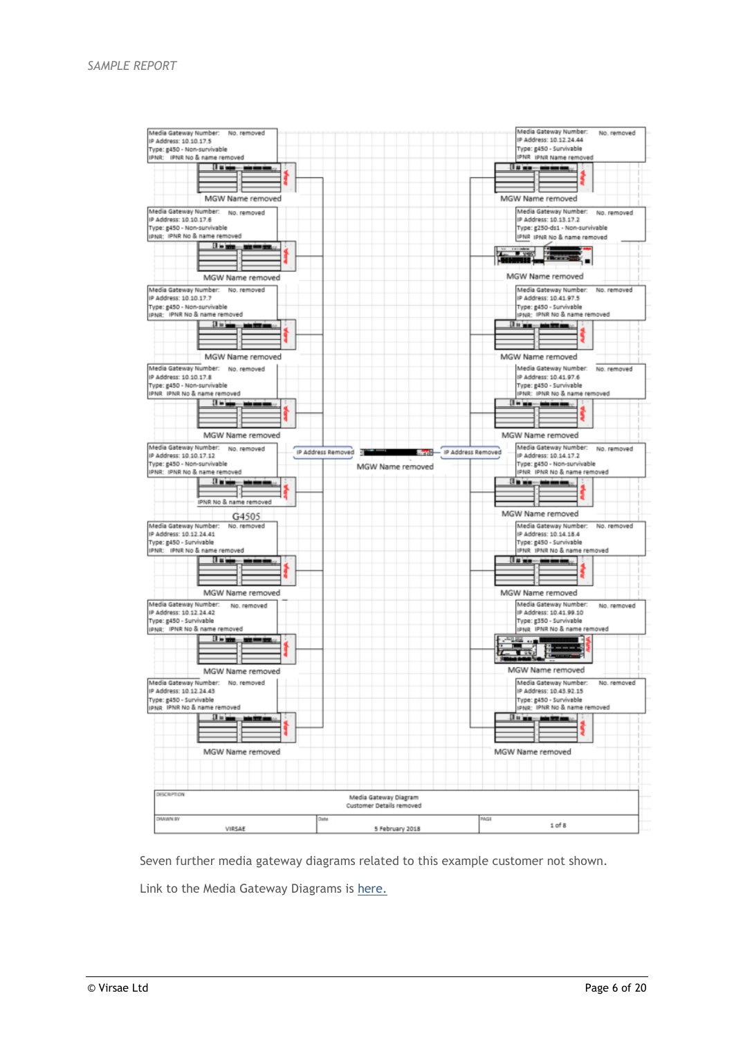*SAMPLE REPORT*

Media Gateway Number: No. removed
IP Address: 10.10.17.5
Type: g450 - Non-survivable
IPNR: IPNR No & name removed

MGW Name removed

Media Gateway Number: No. removed
IP Address: 10.10.17.6
Type: g450 - Non-survivable
IPNR: IPNR No & name removed

MGW Name removed

Media Gateway Number: No. removed
IP Address: 10.10.17.7
Type: g450 - Non-survivable
IPNR: IPNR No & name removed

MGW Name removed

Media Gateway Number: No. removed
IP Address: 10.10.17.8
Type: g450 - Non-survivable
IPNR: IPNR No & name removed

MGW Name removed

Media Gateway Number: No. removed
IP Address: 10.10.17.12
Type: g450 - Non-survivable
IPNR: IPNR No & name removed

IPNR No & name removed

G4505

Media Gateway Number: No. removed
IP Address: 10.12.24.41
Type: g450 - Survivable
IPNR: IPNR No & name removed

MGW Name removed

Media Gateway Number: No. removed
IP Address: 10.12.24.42
Type: g450 - Survivable
IPNR: IPNR No & name removed

MGW Name removed

Media Gateway Number: No. removed
IP Address: 10.12.24.43
Type: g450 - Survivable
IPNR: IPNR No & name removed

MGW Name removed

IP Address Removed

MGW Name removed

IP Address Removed

Media Gateway Number: No. removed
IP Address: 10.12.24.44
Type: g450 - Survivable
IPNR: IPNR Name removed

MGW Name removed

Media Gateway Number: No. removed
IP Address: 10.13.17.2
Type: g250-ds1 - Non-survivable
IPNR: IPNR No & name removed

MGW Name removed

Media Gateway Number: No. removed
IP Address: 10.41.97.5
Type: g450 - Survivable
IPNR: IPNR No & name removed

MGW Name removed

Media Gateway Number: No. removed
IP Address: 10.41.97.6
Type: g450 - Survivable
IPNR: IPNR No & name removed

MGW Name removed

Media Gateway Number: No. removed
IP Address: 10.14.17.2
Type: g450 - Non-survivable
IPNR: IPNR No & name removed

MGW Name removed

Media Gateway Number: No. removed
IP Address: 10.14.18.4
Type: g450 - Survivable
IPNR: IPNR No & name removed

MGW Name removed

Media Gateway Number: No. removed
IP Address: 10.41.99.10
Type: g350 - Survivable
IPNR: IPNR No & name removed

MGW Name removed

Media Gateway Number: No. removed
IP Address: 10.43.92.15
Type: g450 - Survivable
IPNR: IPNR No & name removed

MGW Name removed

| DESCRIPTION | Media Gateway Diagram<br>Customer Details removed | |
|---|---|---|
| DRAWN BY: VIRSAE | Date: 5 February 2018 | PAGE: 1 of 8 |

Seven further media gateway diagrams related to this example customer not shown.

Link to the Media Gateway Diagrams is [here.]()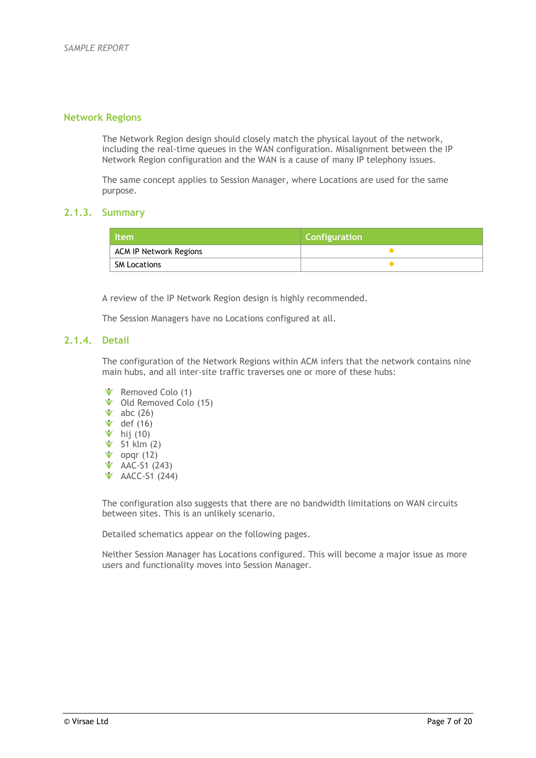## Network Regions

The Network Region design should closely match the physical layout of the network, including the real-time queues in the WAN configuration. Misalignment between the IP Network Region configuration and the WAN is a cause of many IP telephony issues.

The same concept applies to Session Manager, where Locations are used for the same purpose.

### 2.1.3. Summary

| Item | Configuration |
| --- | --- |
| ACM IP Network Regions | ● |
| SM Locations | ● |

A review of the IP Network Region design is highly recommended.

The Session Managers have no Locations configured at all.

### 2.1.4. Detail

The configuration of the Network Regions within ACM infers that the network contains nine main hubs, and all inter-site traffic traverses one or more of these hubs:

- Removed Colo (1)
- Old Removed Colo (15)
- abc (26)
- def (16)
- hij (10)
- S1 klm (2)
- opqr (12)
- AAC-S1 (243)
- AACC-S1 (244)

The configuration also suggests that there are no bandwidth limitations on WAN circuits between sites. This is an unlikely scenario.

Detailed schematics appear on the following pages.

Neither Session Manager has Locations configured. This will become a major issue as more users and functionality moves into Session Manager.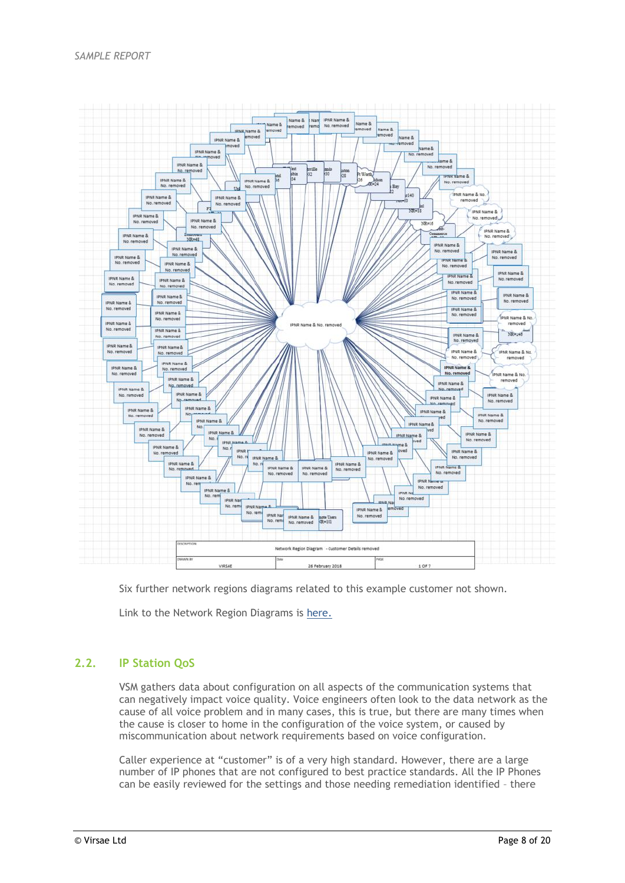| DESCRIPTION | Network Region Diagram - Customer Details removed | | |
| --- | --- | --- | --- |
| DRAWN BY | VIRSAE | Date 26 February 2018 | PAGE 1 OF 7 |

Six further network regions diagrams related to this example customer not shown.

Link to the Network Region Diagrams is here.

## 2.2. IP Station QoS

VSM gathers data about configuration on all aspects of the communication systems that can negatively impact voice quality. Voice engineers often look to the data network as the cause of all voice problem and in many cases, this is true, but there are many times when the cause is closer to home in the configuration of the voice system, or caused by miscommunication about network requirements based on voice configuration.

Caller experience at “customer” is of a very high standard. However, there are a large number of IP phones that are not configured to best practice standards. All the IP Phones can be easily reviewed for the settings and those needing remediation identified – there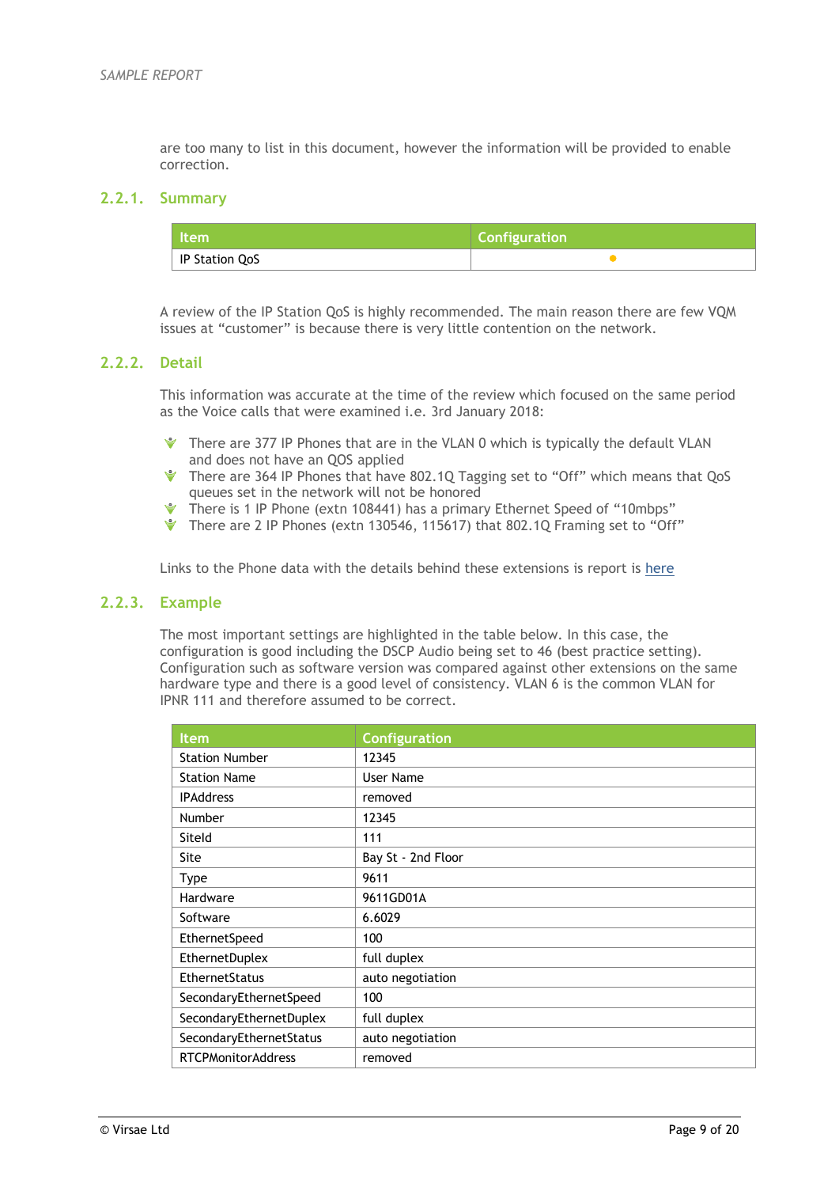are too many to list in this document, however the information will be provided to enable correction.

### 2.2.1. Summary

| Item | Configuration |
|---|---|
| IP Station QoS | ● |

A review of the IP Station QoS is highly recommended. The main reason there are few VQM issues at "customer" is because there is very little contention on the network.

### 2.2.2. Detail

This information was accurate at the time of the review which focused on the same period as the Voice calls that were examined i.e. 3rd January 2018:

- There are 377 IP Phones that are in the VLAN 0 which is typically the default VLAN and does not have an QOS applied
- There are 364 IP Phones that have 802.1Q Tagging set to "Off" which means that QoS queues set in the network will not be honored
- There is 1 IP Phone (extn 108441) has a primary Ethernet Speed of "10mbps"
- There are 2 IP Phones (extn 130546, 115617) that 802.1Q Framing set to "Off"

Links to the Phone data with the details behind these extensions is report is here

### 2.2.3. Example

The most important settings are highlighted in the table below. In this case, the configuration is good including the DSCP Audio being set to 46 (best practice setting). Configuration such as software version was compared against other extensions on the same hardware type and there is a good level of consistency. VLAN 6 is the common VLAN for IPNR 111 and therefore assumed to be correct.

| Item | Configuration |
|---|---|
| Station Number | 12345 |
| Station Name | User Name |
| IPAddress | removed |
| Number | 12345 |
| SiteId | 111 |
| Site | Bay St - 2nd Floor |
| Type | 9611 |
| Hardware | 9611GD01A |
| Software | 6.6029 |
| EthernetSpeed | 100 |
| EthernetDuplex | full duplex |
| EthernetStatus | auto negotiation |
| SecondaryEthernetSpeed | 100 |
| SecondaryEthernetDuplex | full duplex |
| SecondaryEthernetStatus | auto negotiation |
| RTCPMonitorAddress | removed |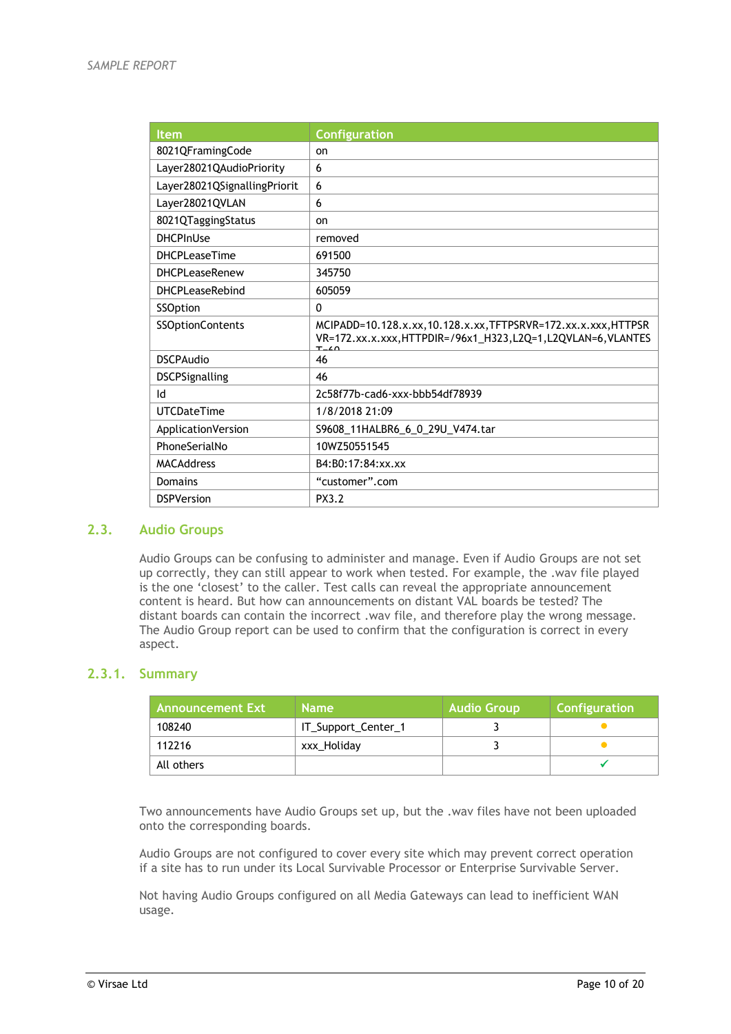| Item | Configuration |
| --- | --- |
| 8021QFramingCode | on |
| Layer28021QAudioPriority | 6 |
| Layer28021QSignallingPriorit | 6 |
| Layer28021QVLAN | 6 |
| 8021QTaggingStatus | on |
| DHCPInUse | removed |
| DHCPLeaseTime | 691500 |
| DHCPLeaseRenew | 345750 |
| DHCPLeaseRebind | 605059 |
| SSOption | 0 |
| SSOptionContents | MCIPADD=10.128.x.xx,10.128.x.xx,TFTPSRVR=172.xx.x.xxx,HTTPSRVR=172.xx.x.xxx,HTTPDIR=/96x1_H323,L2Q=1,L2QVLAN=6,VLANTEST=60 |
| DSCPAudio | 46 |
| DSCPSignalling | 46 |
| Id | 2c58f77b-cad6-xxx-bbb54df78939 |
| UTCDateTime | 1/8/2018 21:09 |
| ApplicationVersion | S9608_11HALBR6_6_0_29U_V474.tar |
| PhoneSerialNo | 10WZ50551545 |
| MACAddress | B4:B0:17:84:xx.xx |
| Domains | “customer”.com |
| DSPVersion | PX3.2 |

## 2.3. Audio Groups

Audio Groups can be confusing to administer and manage. Even if Audio Groups are not set up correctly, they can still appear to work when tested. For example, the .wav file played is the one ‘closest’ to the caller. Test calls can reveal the appropriate announcement content is heard. But how can announcements on distant VAL boards be tested? The distant boards can contain the incorrect .wav file, and therefore play the wrong message. The Audio Group report can be used to confirm that the configuration is correct in every aspect.

### 2.3.1. Summary

| Announcement Ext | Name | Audio Group | Configuration |
| --- | --- | --- | --- |
| 108240 | IT_Support_Center_1 | 3 | ● |
| 112216 | xxx_Holiday | 3 | ● |
| All others | | | ✓ |

Two announcements have Audio Groups set up, but the .wav files have not been uploaded onto the corresponding boards.

Audio Groups are not configured to cover every site which may prevent correct operation if a site has to run under its Local Survivable Processor or Enterprise Survivable Server.

Not having Audio Groups configured on all Media Gateways can lead to inefficient WAN usage.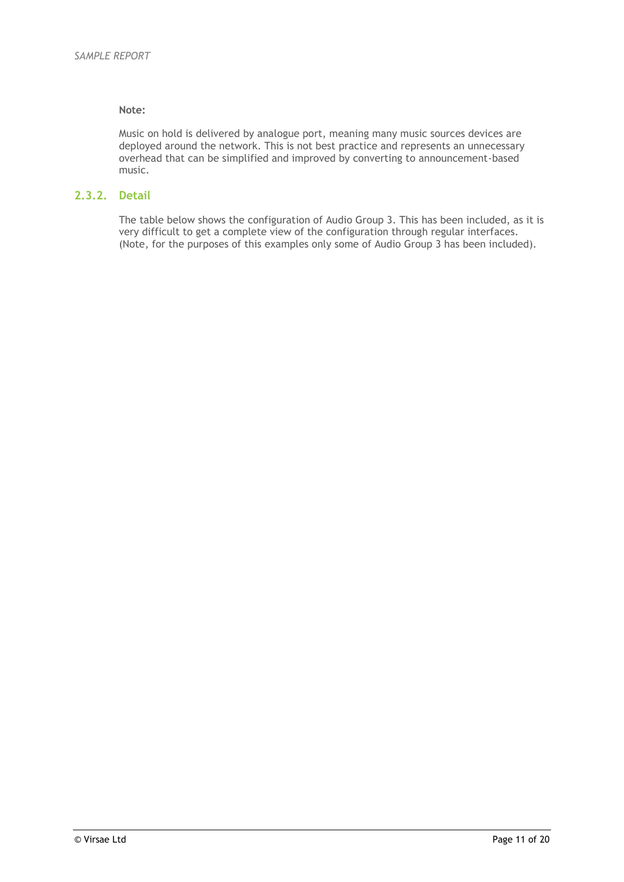**Note:**

Music on hold is delivered by analogue port, meaning many music sources devices are deployed around the network. This is not best practice and represents an unnecessary overhead that can be simplified and improved by converting to announcement-based music.

### 2.3.2. Detail

The table below shows the configuration of Audio Group 3. This has been included, as it is very difficult to get a complete view of the configuration through regular interfaces. (Note, for the purposes of this examples only some of Audio Group 3 has been included).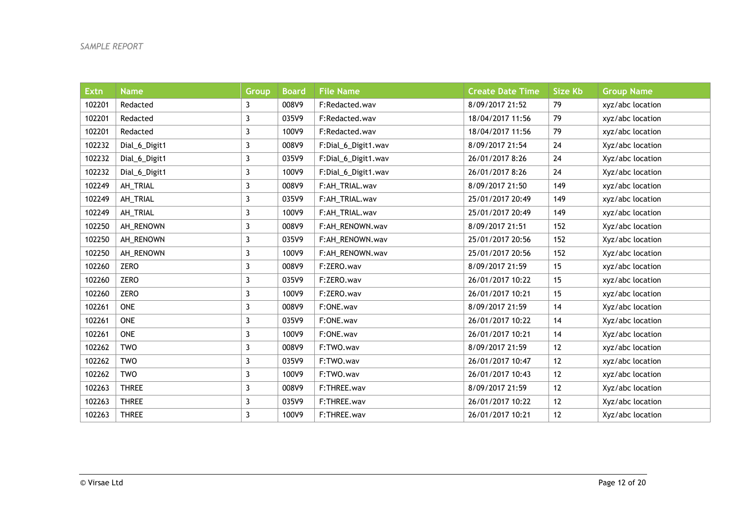*SAMPLE REPORT*

| Extn | Name | Group | Board | File Name | Create Date Time | Size Kb | Group Name |
|---|---|---|---|---|---|---|---|
| 102201 | Redacted | 3 | 008V9 | F:Redacted.wav | 8/09/2017 21:52 | 79 | xyz/abc location |
| 102201 | Redacted | 3 | 035V9 | F:Redacted.wav | 18/04/2017 11:56 | 79 | xyz/abc location |
| 102201 | Redacted | 3 | 100V9 | F:Redacted.wav | 18/04/2017 11:56 | 79 | xyz/abc location |
| 102232 | Dial_6_Digit1 | 3 | 008V9 | F:Dial_6_Digit1.wav | 8/09/2017 21:54 | 24 | Xyz/abc location |
| 102232 | Dial_6_Digit1 | 3 | 035V9 | F:Dial_6_Digit1.wav | 26/01/2017 8:26 | 24 | Xyz/abc location |
| 102232 | Dial_6_Digit1 | 3 | 100V9 | F:Dial_6_Digit1.wav | 26/01/2017 8:26 | 24 | Xyz/abc location |
| 102249 | AH_TRIAL | 3 | 008V9 | F:AH_TRIAL.wav | 8/09/2017 21:50 | 149 | xyz/abc location |
| 102249 | AH_TRIAL | 3 | 035V9 | F:AH_TRIAL.wav | 25/01/2017 20:49 | 149 | xyz/abc location |
| 102249 | AH_TRIAL | 3 | 100V9 | F:AH_TRIAL.wav | 25/01/2017 20:49 | 149 | xyz/abc location |
| 102250 | AH_RENOWN | 3 | 008V9 | F:AH_RENOWN.wav | 8/09/2017 21:51 | 152 | Xyz/abc location |
| 102250 | AH_RENOWN | 3 | 035V9 | F:AH_RENOWN.wav | 25/01/2017 20:56 | 152 | Xyz/abc location |
| 102250 | AH_RENOWN | 3 | 100V9 | F:AH_RENOWN.wav | 25/01/2017 20:56 | 152 | Xyz/abc location |
| 102260 | ZERO | 3 | 008V9 | F:ZERO.wav | 8/09/2017 21:59 | 15 | xyz/abc location |
| 102260 | ZERO | 3 | 035V9 | F:ZERO.wav | 26/01/2017 10:22 | 15 | xyz/abc location |
| 102260 | ZERO | 3 | 100V9 | F:ZERO.wav | 26/01/2017 10:21 | 15 | xyz/abc location |
| 102261 | ONE | 3 | 008V9 | F:ONE.wav | 8/09/2017 21:59 | 14 | Xyz/abc location |
| 102261 | ONE | 3 | 035V9 | F:ONE.wav | 26/01/2017 10:22 | 14 | Xyz/abc location |
| 102261 | ONE | 3 | 100V9 | F:ONE.wav | 26/01/2017 10:21 | 14 | Xyz/abc location |
| 102262 | TWO | 3 | 008V9 | F:TWO.wav | 8/09/2017 21:59 | 12 | xyz/abc location |
| 102262 | TWO | 3 | 035V9 | F:TWO.wav | 26/01/2017 10:47 | 12 | xyz/abc location |
| 102262 | TWO | 3 | 100V9 | F:TWO.wav | 26/01/2017 10:43 | 12 | xyz/abc location |
| 102263 | THREE | 3 | 008V9 | F:THREE.wav | 8/09/2017 21:59 | 12 | Xyz/abc location |
| 102263 | THREE | 3 | 035V9 | F:THREE.wav | 26/01/2017 10:22 | 12 | Xyz/abc location |
| 102263 | THREE | 3 | 100V9 | F:THREE.wav | 26/01/2017 10:21 | 12 | Xyz/abc location |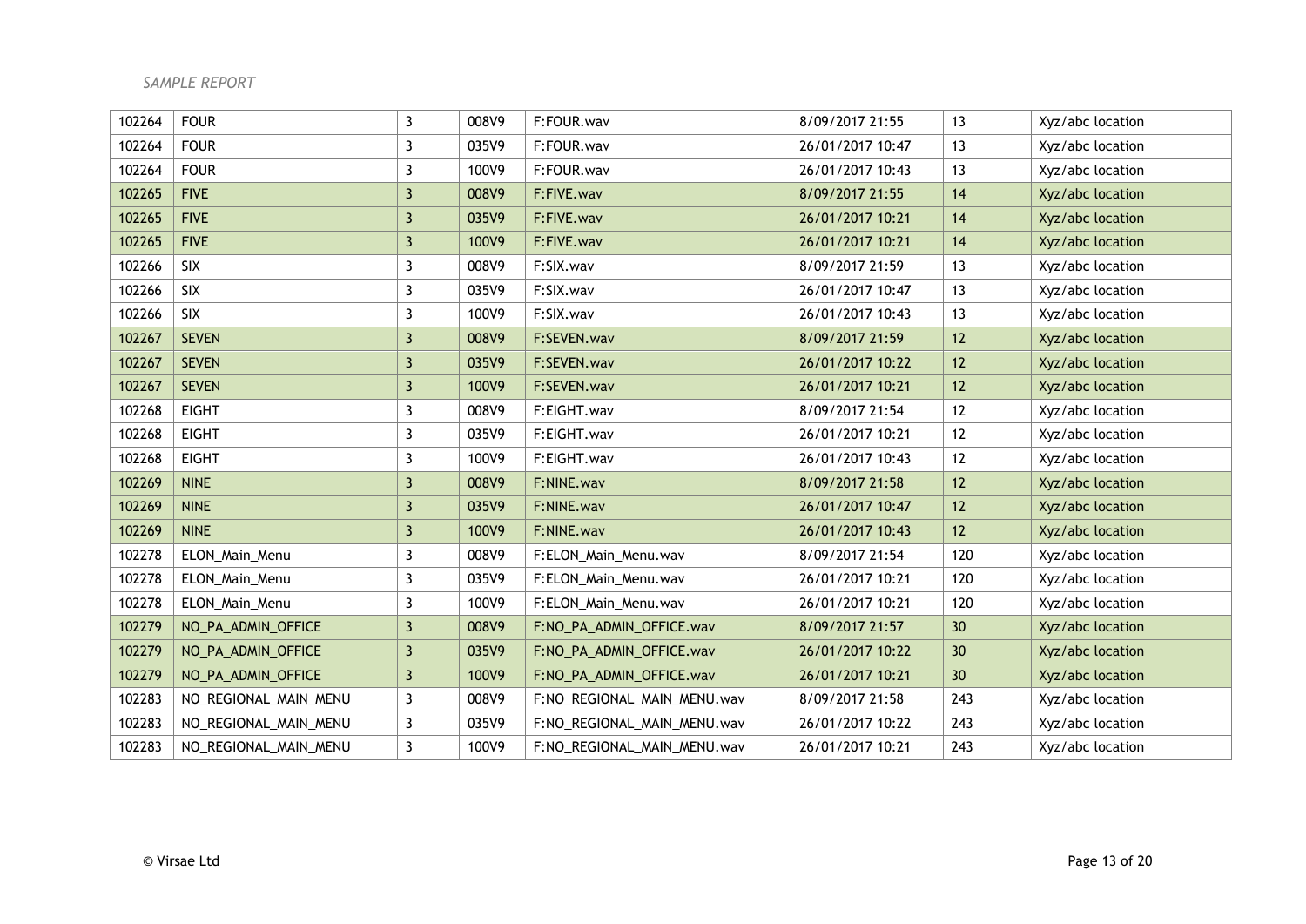| 102264 | FOUR | 3 | 008V9 | F:FOUR.wav | 8/09/2017 21:55 | 13 | Xyz/abc location |
|---|---|---|---|---|---|---|---|
| 102264 | FOUR | 3 | 035V9 | F:FOUR.wav | 26/01/2017 10:47 | 13 | Xyz/abc location |
| 102264 | FOUR | 3 | 100V9 | F:FOUR.wav | 26/01/2017 10:43 | 13 | Xyz/abc location |
| 102265 | FIVE | 3 | 008V9 | F:FIVE.wav | 8/09/2017 21:55 | 14 | Xyz/abc location |
| 102265 | FIVE | 3 | 035V9 | F:FIVE.wav | 26/01/2017 10:21 | 14 | Xyz/abc location |
| 102265 | FIVE | 3 | 100V9 | F:FIVE.wav | 26/01/2017 10:21 | 14 | Xyz/abc location |
| 102266 | SIX | 3 | 008V9 | F:SIX.wav | 8/09/2017 21:59 | 13 | Xyz/abc location |
| 102266 | SIX | 3 | 035V9 | F:SIX.wav | 26/01/2017 10:47 | 13 | Xyz/abc location |
| 102266 | SIX | 3 | 100V9 | F:SIX.wav | 26/01/2017 10:43 | 13 | Xyz/abc location |
| 102267 | SEVEN | 3 | 008V9 | F:SEVEN.wav | 8/09/2017 21:59 | 12 | Xyz/abc location |
| 102267 | SEVEN | 3 | 035V9 | F:SEVEN.wav | 26/01/2017 10:22 | 12 | Xyz/abc location |
| 102267 | SEVEN | 3 | 100V9 | F:SEVEN.wav | 26/01/2017 10:21 | 12 | Xyz/abc location |
| 102268 | EIGHT | 3 | 008V9 | F:EIGHT.wav | 8/09/2017 21:54 | 12 | Xyz/abc location |
| 102268 | EIGHT | 3 | 035V9 | F:EIGHT.wav | 26/01/2017 10:21 | 12 | Xyz/abc location |
| 102268 | EIGHT | 3 | 100V9 | F:EIGHT.wav | 26/01/2017 10:43 | 12 | Xyz/abc location |
| 102269 | NINE | 3 | 008V9 | F:NINE.wav | 8/09/2017 21:58 | 12 | Xyz/abc location |
| 102269 | NINE | 3 | 035V9 | F:NINE.wav | 26/01/2017 10:47 | 12 | Xyz/abc location |
| 102269 | NINE | 3 | 100V9 | F:NINE.wav | 26/01/2017 10:43 | 12 | Xyz/abc location |
| 102278 | ELON_Main_Menu | 3 | 008V9 | F:ELON_Main_Menu.wav | 8/09/2017 21:54 | 120 | Xyz/abc location |
| 102278 | ELON_Main_Menu | 3 | 035V9 | F:ELON_Main_Menu.wav | 26/01/2017 10:21 | 120 | Xyz/abc location |
| 102278 | ELON_Main_Menu | 3 | 100V9 | F:ELON_Main_Menu.wav | 26/01/2017 10:21 | 120 | Xyz/abc location |
| 102279 | NO_PA_ADMIN_OFFICE | 3 | 008V9 | F:NO_PA_ADMIN_OFFICE.wav | 8/09/2017 21:57 | 30 | Xyz/abc location |
| 102279 | NO_PA_ADMIN_OFFICE | 3 | 035V9 | F:NO_PA_ADMIN_OFFICE.wav | 26/01/2017 10:22 | 30 | Xyz/abc location |
| 102279 | NO_PA_ADMIN_OFFICE | 3 | 100V9 | F:NO_PA_ADMIN_OFFICE.wav | 26/01/2017 10:21 | 30 | Xyz/abc location |
| 102283 | NO_REGIONAL_MAIN_MENU | 3 | 008V9 | F:NO_REGIONAL_MAIN_MENU.wav | 8/09/2017 21:58 | 243 | Xyz/abc location |
| 102283 | NO_REGIONAL_MAIN_MENU | 3 | 035V9 | F:NO_REGIONAL_MAIN_MENU.wav | 26/01/2017 10:22 | 243 | Xyz/abc location |
| 102283 | NO_REGIONAL_MAIN_MENU | 3 | 100V9 | F:NO_REGIONAL_MAIN_MENU.wav | 26/01/2017 10:21 | 243 | Xyz/abc location |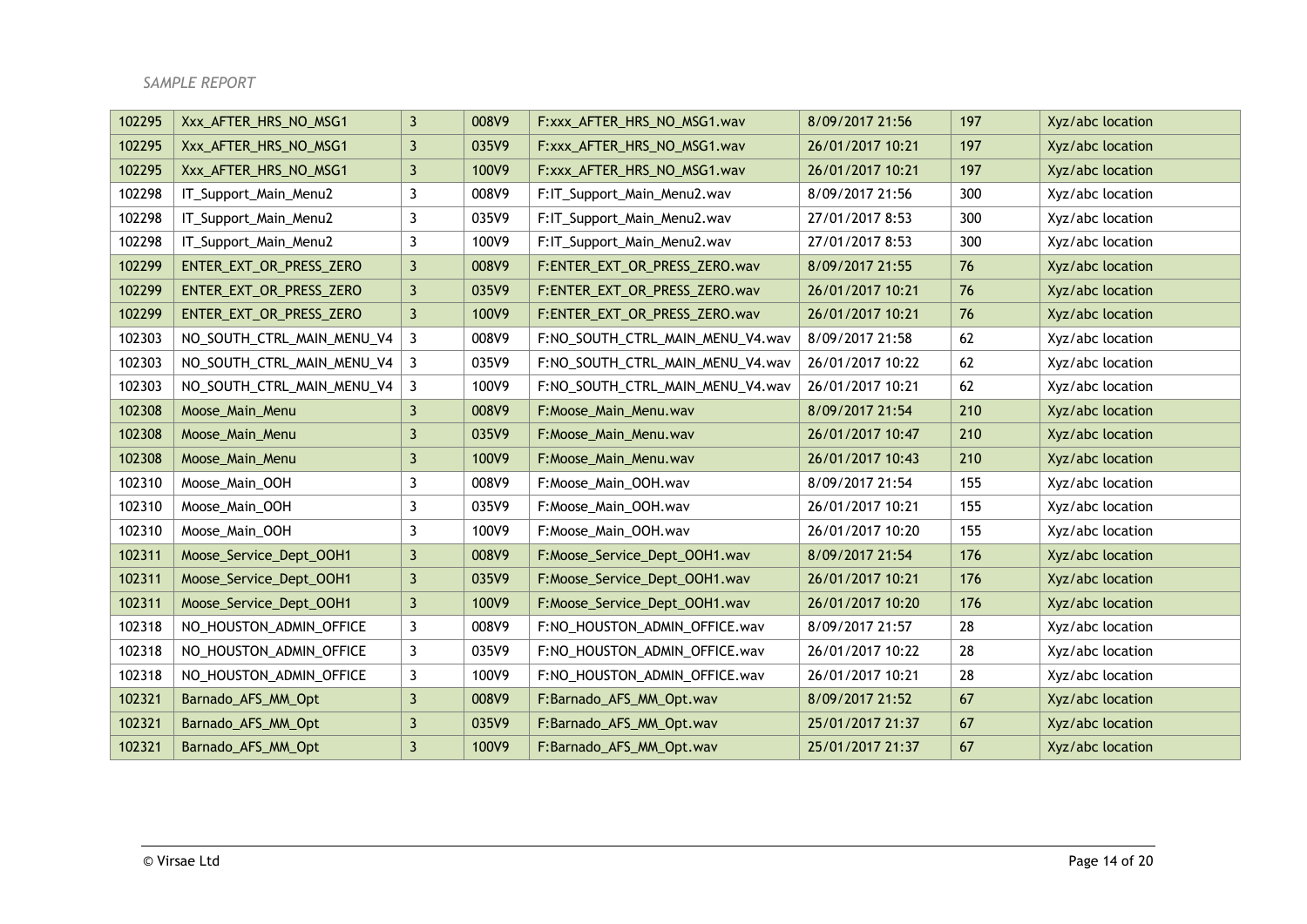*SAMPLE REPORT*

| | | | | | | | |
|---|---|---|---|---|---|---|---|
| 102295 | Xxx_AFTER_HRS_NO_MSG1 | 3 | 008V9 | F:xxx_AFTER_HRS_NO_MSG1.wav | 8/09/2017 21:56 | 197 | Xyz/abc location |
| 102295 | Xxx_AFTER_HRS_NO_MSG1 | 3 | 035V9 | F:xxx_AFTER_HRS_NO_MSG1.wav | 26/01/2017 10:21 | 197 | Xyz/abc location |
| 102295 | Xxx_AFTER_HRS_NO_MSG1 | 3 | 100V9 | F:xxx_AFTER_HRS_NO_MSG1.wav | 26/01/2017 10:21 | 197 | Xyz/abc location |
| 102298 | IT_Support_Main_Menu2 | 3 | 008V9 | F:IT_Support_Main_Menu2.wav | 8/09/2017 21:56 | 300 | Xyz/abc location |
| 102298 | IT_Support_Main_Menu2 | 3 | 035V9 | F:IT_Support_Main_Menu2.wav | 27/01/2017 8:53 | 300 | Xyz/abc location |
| 102298 | IT_Support_Main_Menu2 | 3 | 100V9 | F:IT_Support_Main_Menu2.wav | 27/01/2017 8:53 | 300 | Xyz/abc location |
| 102299 | ENTER_EXT_OR_PRESS_ZERO | 3 | 008V9 | F:ENTER_EXT_OR_PRESS_ZERO.wav | 8/09/2017 21:55 | 76 | Xyz/abc location |
| 102299 | ENTER_EXT_OR_PRESS_ZERO | 3 | 035V9 | F:ENTER_EXT_OR_PRESS_ZERO.wav | 26/01/2017 10:21 | 76 | Xyz/abc location |
| 102299 | ENTER_EXT_OR_PRESS_ZERO | 3 | 100V9 | F:ENTER_EXT_OR_PRESS_ZERO.wav | 26/01/2017 10:21 | 76 | Xyz/abc location |
| 102303 | NO_SOUTH_CTRL_MAIN_MENU_V4 | 3 | 008V9 | F:NO_SOUTH_CTRL_MAIN_MENU_V4.wav | 8/09/2017 21:58 | 62 | Xyz/abc location |
| 102303 | NO_SOUTH_CTRL_MAIN_MENU_V4 | 3 | 035V9 | F:NO_SOUTH_CTRL_MAIN_MENU_V4.wav | 26/01/2017 10:22 | 62 | Xyz/abc location |
| 102303 | NO_SOUTH_CTRL_MAIN_MENU_V4 | 3 | 100V9 | F:NO_SOUTH_CTRL_MAIN_MENU_V4.wav | 26/01/2017 10:21 | 62 | Xyz/abc location |
| 102308 | Moose_Main_Menu | 3 | 008V9 | F:Moose_Main_Menu.wav | 8/09/2017 21:54 | 210 | Xyz/abc location |
| 102308 | Moose_Main_Menu | 3 | 035V9 | F:Moose_Main_Menu.wav | 26/01/2017 10:47 | 210 | Xyz/abc location |
| 102308 | Moose_Main_Menu | 3 | 100V9 | F:Moose_Main_Menu.wav | 26/01/2017 10:43 | 210 | Xyz/abc location |
| 102310 | Moose_Main_OOH | 3 | 008V9 | F:Moose_Main_OOH.wav | 8/09/2017 21:54 | 155 | Xyz/abc location |
| 102310 | Moose_Main_OOH | 3 | 035V9 | F:Moose_Main_OOH.wav | 26/01/2017 10:21 | 155 | Xyz/abc location |
| 102310 | Moose_Main_OOH | 3 | 100V9 | F:Moose_Main_OOH.wav | 26/01/2017 10:20 | 155 | Xyz/abc location |
| 102311 | Moose_Service_Dept_OOH1 | 3 | 008V9 | F:Moose_Service_Dept_OOH1.wav | 8/09/2017 21:54 | 176 | Xyz/abc location |
| 102311 | Moose_Service_Dept_OOH1 | 3 | 035V9 | F:Moose_Service_Dept_OOH1.wav | 26/01/2017 10:21 | 176 | Xyz/abc location |
| 102311 | Moose_Service_Dept_OOH1 | 3 | 100V9 | F:Moose_Service_Dept_OOH1.wav | 26/01/2017 10:20 | 176 | Xyz/abc location |
| 102318 | NO_HOUSTON_ADMIN_OFFICE | 3 | 008V9 | F:NO_HOUSTON_ADMIN_OFFICE.wav | 8/09/2017 21:57 | 28 | Xyz/abc location |
| 102318 | NO_HOUSTON_ADMIN_OFFICE | 3 | 035V9 | F:NO_HOUSTON_ADMIN_OFFICE.wav | 26/01/2017 10:22 | 28 | Xyz/abc location |
| 102318 | NO_HOUSTON_ADMIN_OFFICE | 3 | 100V9 | F:NO_HOUSTON_ADMIN_OFFICE.wav | 26/01/2017 10:21 | 28 | Xyz/abc location |
| 102321 | Barnado_AFS_MM_Opt | 3 | 008V9 | F:Barnado_AFS_MM_Opt.wav | 8/09/2017 21:52 | 67 | Xyz/abc location |
| 102321 | Barnado_AFS_MM_Opt | 3 | 035V9 | F:Barnado_AFS_MM_Opt.wav | 25/01/2017 21:37 | 67 | Xyz/abc location |
| 102321 | Barnado_AFS_MM_Opt | 3 | 100V9 | F:Barnado_AFS_MM_Opt.wav | 25/01/2017 21:37 | 67 | Xyz/abc location |

© Virsae Ltd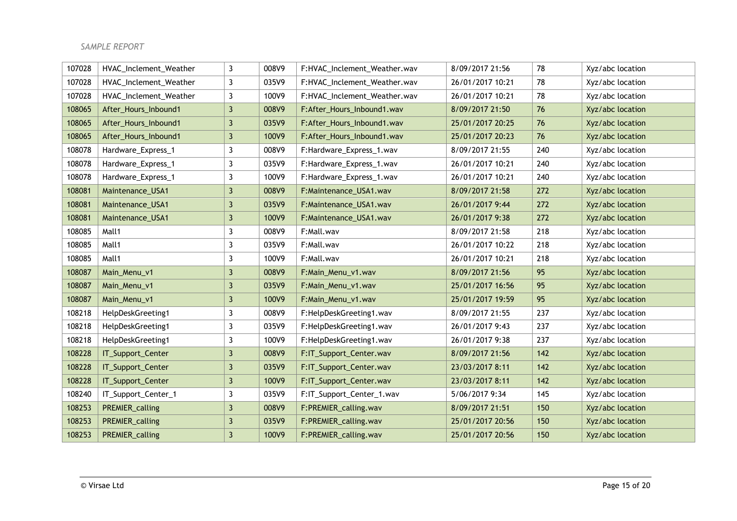| | | | | | | | |
|---|---|---|---|---|---|---|---|
| 107028 | HVAC_Inclement_Weather | 3 | 008V9 | F:HVAC_Inclement_Weather.wav | 8/09/2017 21:56 | 78 | Xyz/abc location |
| 107028 | HVAC_Inclement_Weather | 3 | 035V9 | F:HVAC_Inclement_Weather.wav | 26/01/2017 10:21 | 78 | Xyz/abc location |
| 107028 | HVAC_Inclement_Weather | 3 | 100V9 | F:HVAC_Inclement_Weather.wav | 26/01/2017 10:21 | 78 | Xyz/abc location |
| 108065 | After_Hours_Inbound1 | 3 | 008V9 | F:After_Hours_Inbound1.wav | 8/09/2017 21:50 | 76 | Xyz/abc location |
| 108065 | After_Hours_Inbound1 | 3 | 035V9 | F:After_Hours_Inbound1.wav | 25/01/2017 20:25 | 76 | Xyz/abc location |
| 108065 | After_Hours_Inbound1 | 3 | 100V9 | F:After_Hours_Inbound1.wav | 25/01/2017 20:23 | 76 | Xyz/abc location |
| 108078 | Hardware_Express_1 | 3 | 008V9 | F:Hardware_Express_1.wav | 8/09/2017 21:55 | 240 | Xyz/abc location |
| 108078 | Hardware_Express_1 | 3 | 035V9 | F:Hardware_Express_1.wav | 26/01/2017 10:21 | 240 | Xyz/abc location |
| 108078 | Hardware_Express_1 | 3 | 100V9 | F:Hardware_Express_1.wav | 26/01/2017 10:21 | 240 | Xyz/abc location |
| 108081 | Maintenance_USA1 | 3 | 008V9 | F:Maintenance_USA1.wav | 8/09/2017 21:58 | 272 | Xyz/abc location |
| 108081 | Maintenance_USA1 | 3 | 035V9 | F:Maintenance_USA1.wav | 26/01/2017 9:44 | 272 | Xyz/abc location |
| 108081 | Maintenance_USA1 | 3 | 100V9 | F:Maintenance_USA1.wav | 26/01/2017 9:38 | 272 | Xyz/abc location |
| 108085 | Mall1 | 3 | 008V9 | F:Mall.wav | 8/09/2017 21:58 | 218 | Xyz/abc location |
| 108085 | Mall1 | 3 | 035V9 | F:Mall.wav | 26/01/2017 10:22 | 218 | Xyz/abc location |
| 108085 | Mall1 | 3 | 100V9 | F:Mall.wav | 26/01/2017 10:21 | 218 | Xyz/abc location |
| 108087 | Main_Menu_v1 | 3 | 008V9 | F:Main_Menu_v1.wav | 8/09/2017 21:56 | 95 | Xyz/abc location |
| 108087 | Main_Menu_v1 | 3 | 035V9 | F:Main_Menu_v1.wav | 25/01/2017 16:56 | 95 | Xyz/abc location |
| 108087 | Main_Menu_v1 | 3 | 100V9 | F:Main_Menu_v1.wav | 25/01/2017 19:59 | 95 | Xyz/abc location |
| 108218 | HelpDeskGreeting1 | 3 | 008V9 | F:HelpDeskGreeting1.wav | 8/09/2017 21:55 | 237 | Xyz/abc location |
| 108218 | HelpDeskGreeting1 | 3 | 035V9 | F:HelpDeskGreeting1.wav | 26/01/2017 9:43 | 237 | Xyz/abc location |
| 108218 | HelpDeskGreeting1 | 3 | 100V9 | F:HelpDeskGreeting1.wav | 26/01/2017 9:38 | 237 | Xyz/abc location |
| 108228 | IT_Support_Center | 3 | 008V9 | F:IT_Support_Center.wav | 8/09/2017 21:56 | 142 | Xyz/abc location |
| 108228 | IT_Support_Center | 3 | 035V9 | F:IT_Support_Center.wav | 23/03/2017 8:11 | 142 | Xyz/abc location |
| 108228 | IT_Support_Center | 3 | 100V9 | F:IT_Support_Center.wav | 23/03/2017 8:11 | 142 | Xyz/abc location |
| 108240 | IT_Support_Center_1 | 3 | 035V9 | F:IT_Support_Center_1.wav | 5/06/2017 9:34 | 145 | Xyz/abc location |
| 108253 | PREMIER_calling | 3 | 008V9 | F:PREMIER_calling.wav | 8/09/2017 21:51 | 150 | Xyz/abc location |
| 108253 | PREMIER_calling | 3 | 035V9 | F:PREMIER_calling.wav | 25/01/2017 20:56 | 150 | Xyz/abc location |
| 108253 | PREMIER_calling | 3 | 100V9 | F:PREMIER_calling.wav | 25/01/2017 20:56 | 150 | Xyz/abc location |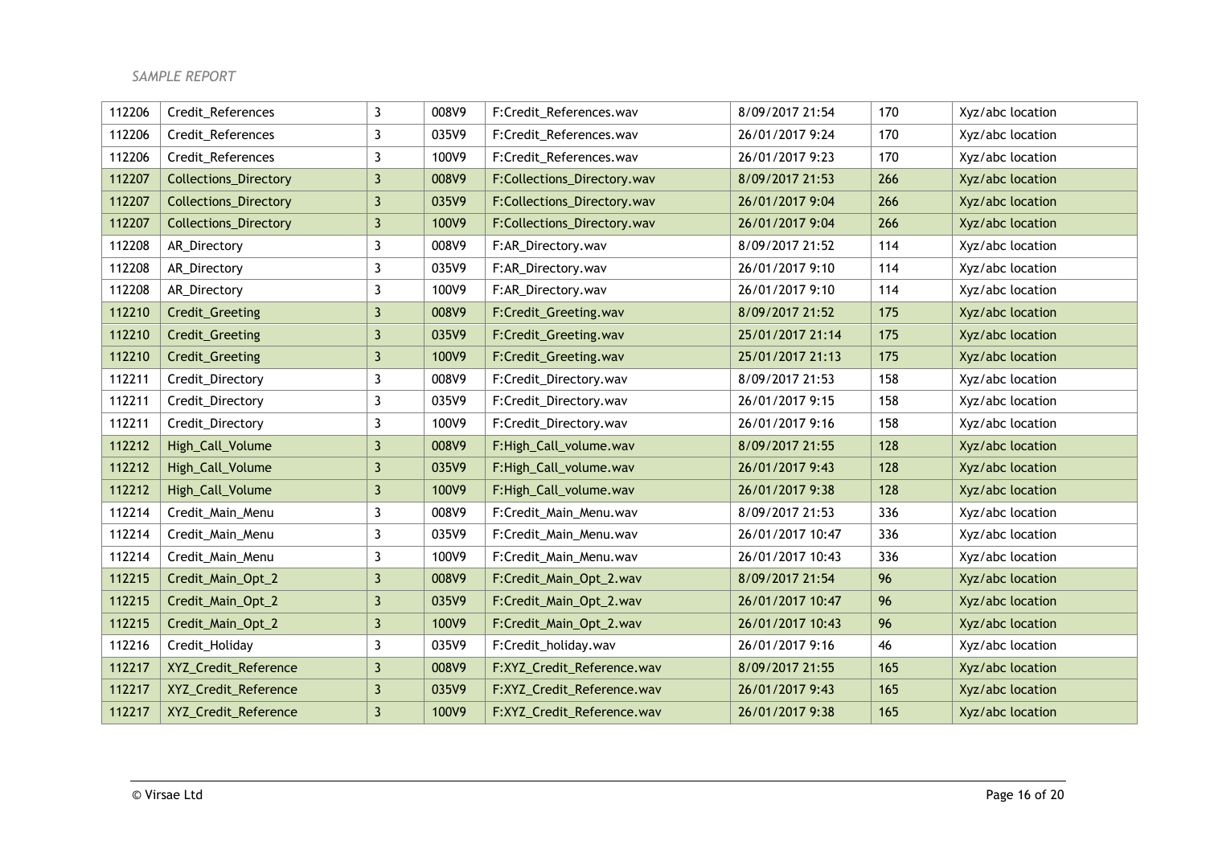| 112206 | Credit_References | 3 | 008V9 | F:Credit_References.wav | 8/09/2017 21:54 | 170 | Xyz/abc location |
|---|---|---|---|---|---|---|---|
| 112206 | Credit_References | 3 | 035V9 | F:Credit_References.wav | 26/01/2017 9:24 | 170 | Xyz/abc location |
| 112206 | Credit_References | 3 | 100V9 | F:Credit_References.wav | 26/01/2017 9:23 | 170 | Xyz/abc location |
| 112207 | Collections_Directory | 3 | 008V9 | F:Collections_Directory.wav | 8/09/2017 21:53 | 266 | Xyz/abc location |
| 112207 | Collections_Directory | 3 | 035V9 | F:Collections_Directory.wav | 26/01/2017 9:04 | 266 | Xyz/abc location |
| 112207 | Collections_Directory | 3 | 100V9 | F:Collections_Directory.wav | 26/01/2017 9:04 | 266 | Xyz/abc location |
| 112208 | AR_Directory | 3 | 008V9 | F:AR_Directory.wav | 8/09/2017 21:52 | 114 | Xyz/abc location |
| 112208 | AR_Directory | 3 | 035V9 | F:AR_Directory.wav | 26/01/2017 9:10 | 114 | Xyz/abc location |
| 112208 | AR_Directory | 3 | 100V9 | F:AR_Directory.wav | 26/01/2017 9:10 | 114 | Xyz/abc location |
| 112210 | Credit_Greeting | 3 | 008V9 | F:Credit_Greeting.wav | 8/09/2017 21:52 | 175 | Xyz/abc location |
| 112210 | Credit_Greeting | 3 | 035V9 | F:Credit_Greeting.wav | 25/01/2017 21:14 | 175 | Xyz/abc location |
| 112210 | Credit_Greeting | 3 | 100V9 | F:Credit_Greeting.wav | 25/01/2017 21:13 | 175 | Xyz/abc location |
| 112211 | Credit_Directory | 3 | 008V9 | F:Credit_Directory.wav | 8/09/2017 21:53 | 158 | Xyz/abc location |
| 112211 | Credit_Directory | 3 | 035V9 | F:Credit_Directory.wav | 26/01/2017 9:15 | 158 | Xyz/abc location |
| 112211 | Credit_Directory | 3 | 100V9 | F:Credit_Directory.wav | 26/01/2017 9:16 | 158 | Xyz/abc location |
| 112212 | High_Call_Volume | 3 | 008V9 | F:High_Call_volume.wav | 8/09/2017 21:55 | 128 | Xyz/abc location |
| 112212 | High_Call_Volume | 3 | 035V9 | F:High_Call_volume.wav | 26/01/2017 9:43 | 128 | Xyz/abc location |
| 112212 | High_Call_Volume | 3 | 100V9 | F:High_Call_volume.wav | 26/01/2017 9:38 | 128 | Xyz/abc location |
| 112214 | Credit_Main_Menu | 3 | 008V9 | F:Credit_Main_Menu.wav | 8/09/2017 21:53 | 336 | Xyz/abc location |
| 112214 | Credit_Main_Menu | 3 | 035V9 | F:Credit_Main_Menu.wav | 26/01/2017 10:47 | 336 | Xyz/abc location |
| 112214 | Credit_Main_Menu | 3 | 100V9 | F:Credit_Main_Menu.wav | 26/01/2017 10:43 | 336 | Xyz/abc location |
| 112215 | Credit_Main_Opt_2 | 3 | 008V9 | F:Credit_Main_Opt_2.wav | 8/09/2017 21:54 | 96 | Xyz/abc location |
| 112215 | Credit_Main_Opt_2 | 3 | 035V9 | F:Credit_Main_Opt_2.wav | 26/01/2017 10:47 | 96 | Xyz/abc location |
| 112215 | Credit_Main_Opt_2 | 3 | 100V9 | F:Credit_Main_Opt_2.wav | 26/01/2017 10:43 | 96 | Xyz/abc location |
| 112216 | Credit_Holiday | 3 | 035V9 | F:Credit_holiday.wav | 26/01/2017 9:16 | 46 | Xyz/abc location |
| 112217 | XYZ_Credit_Reference | 3 | 008V9 | F:XYZ_Credit_Reference.wav | 8/09/2017 21:55 | 165 | Xyz/abc location |
| 112217 | XYZ_Credit_Reference | 3 | 035V9 | F:XYZ_Credit_Reference.wav | 26/01/2017 9:43 | 165 | Xyz/abc location |
| 112217 | XYZ_Credit_Reference | 3 | 100V9 | F:XYZ_Credit_Reference.wav | 26/01/2017 9:38 | 165 | Xyz/abc location |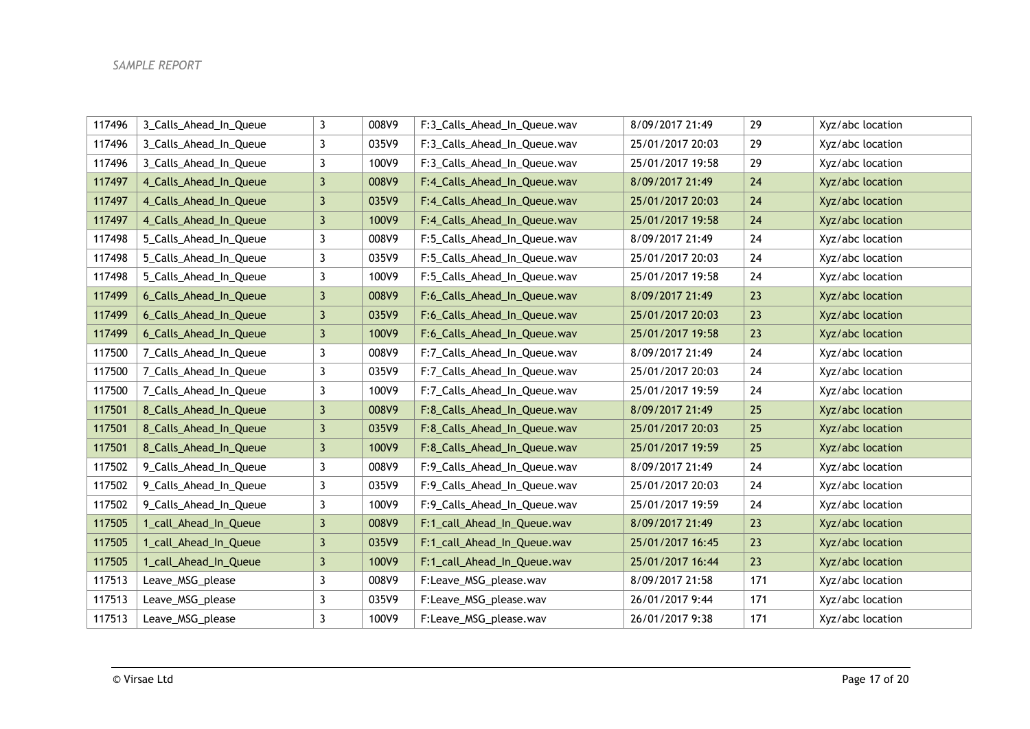| 117496 | 3_Calls_Ahead_In_Queue | 3 | 008V9 | F:3_Calls_Ahead_In_Queue.wav | 8/09/2017 21:49 | 29 | Xyz/abc location |
|---|---|---|---|---|---|---|---|
| 117496 | 3_Calls_Ahead_In_Queue | 3 | 035V9 | F:3_Calls_Ahead_In_Queue.wav | 25/01/2017 20:03 | 29 | Xyz/abc location |
| 117496 | 3_Calls_Ahead_In_Queue | 3 | 100V9 | F:3_Calls_Ahead_In_Queue.wav | 25/01/2017 19:58 | 29 | Xyz/abc location |
| 117497 | 4_Calls_Ahead_In_Queue | 3 | 008V9 | F:4_Calls_Ahead_In_Queue.wav | 8/09/2017 21:49 | 24 | Xyz/abc location |
| 117497 | 4_Calls_Ahead_In_Queue | 3 | 035V9 | F:4_Calls_Ahead_In_Queue.wav | 25/01/2017 20:03 | 24 | Xyz/abc location |
| 117497 | 4_Calls_Ahead_In_Queue | 3 | 100V9 | F:4_Calls_Ahead_In_Queue.wav | 25/01/2017 19:58 | 24 | Xyz/abc location |
| 117498 | 5_Calls_Ahead_In_Queue | 3 | 008V9 | F:5_Calls_Ahead_In_Queue.wav | 8/09/2017 21:49 | 24 | Xyz/abc location |
| 117498 | 5_Calls_Ahead_In_Queue | 3 | 035V9 | F:5_Calls_Ahead_In_Queue.wav | 25/01/2017 20:03 | 24 | Xyz/abc location |
| 117498 | 5_Calls_Ahead_In_Queue | 3 | 100V9 | F:5_Calls_Ahead_In_Queue.wav | 25/01/2017 19:58 | 24 | Xyz/abc location |
| 117499 | 6_Calls_Ahead_In_Queue | 3 | 008V9 | F:6_Calls_Ahead_In_Queue.wav | 8/09/2017 21:49 | 23 | Xyz/abc location |
| 117499 | 6_Calls_Ahead_In_Queue | 3 | 035V9 | F:6_Calls_Ahead_In_Queue.wav | 25/01/2017 20:03 | 23 | Xyz/abc location |
| 117499 | 6_Calls_Ahead_In_Queue | 3 | 100V9 | F:6_Calls_Ahead_In_Queue.wav | 25/01/2017 19:58 | 23 | Xyz/abc location |
| 117500 | 7_Calls_Ahead_In_Queue | 3 | 008V9 | F:7_Calls_Ahead_In_Queue.wav | 8/09/2017 21:49 | 24 | Xyz/abc location |
| 117500 | 7_Calls_Ahead_In_Queue | 3 | 035V9 | F:7_Calls_Ahead_In_Queue.wav | 25/01/2017 20:03 | 24 | Xyz/abc location |
| 117500 | 7_Calls_Ahead_In_Queue | 3 | 100V9 | F:7_Calls_Ahead_In_Queue.wav | 25/01/2017 19:59 | 24 | Xyz/abc location |
| 117501 | 8_Calls_Ahead_In_Queue | 3 | 008V9 | F:8_Calls_Ahead_In_Queue.wav | 8/09/2017 21:49 | 25 | Xyz/abc location |
| 117501 | 8_Calls_Ahead_In_Queue | 3 | 035V9 | F:8_Calls_Ahead_In_Queue.wav | 25/01/2017 20:03 | 25 | Xyz/abc location |
| 117501 | 8_Calls_Ahead_In_Queue | 3 | 100V9 | F:8_Calls_Ahead_In_Queue.wav | 25/01/2017 19:59 | 25 | Xyz/abc location |
| 117502 | 9_Calls_Ahead_In_Queue | 3 | 008V9 | F:9_Calls_Ahead_In_Queue.wav | 8/09/2017 21:49 | 24 | Xyz/abc location |
| 117502 | 9_Calls_Ahead_In_Queue | 3 | 035V9 | F:9_Calls_Ahead_In_Queue.wav | 25/01/2017 20:03 | 24 | Xyz/abc location |
| 117502 | 9_Calls_Ahead_In_Queue | 3 | 100V9 | F:9_Calls_Ahead_In_Queue.wav | 25/01/2017 19:59 | 24 | Xyz/abc location |
| 117505 | 1_call_Ahead_In_Queue | 3 | 008V9 | F:1_call_Ahead_In_Queue.wav | 8/09/2017 21:49 | 23 | Xyz/abc location |
| 117505 | 1_call_Ahead_In_Queue | 3 | 035V9 | F:1_call_Ahead_In_Queue.wav | 25/01/2017 16:45 | 23 | Xyz/abc location |
| 117505 | 1_call_Ahead_In_Queue | 3 | 100V9 | F:1_call_Ahead_In_Queue.wav | 25/01/2017 16:44 | 23 | Xyz/abc location |
| 117513 | Leave_MSG_please | 3 | 008V9 | F:Leave_MSG_please.wav | 8/09/2017 21:58 | 171 | Xyz/abc location |
| 117513 | Leave_MSG_please | 3 | 035V9 | F:Leave_MSG_please.wav | 26/01/2017 9:44 | 171 | Xyz/abc location |
| 117513 | Leave_MSG_please | 3 | 100V9 | F:Leave_MSG_please.wav | 26/01/2017 9:38 | 171 | Xyz/abc location |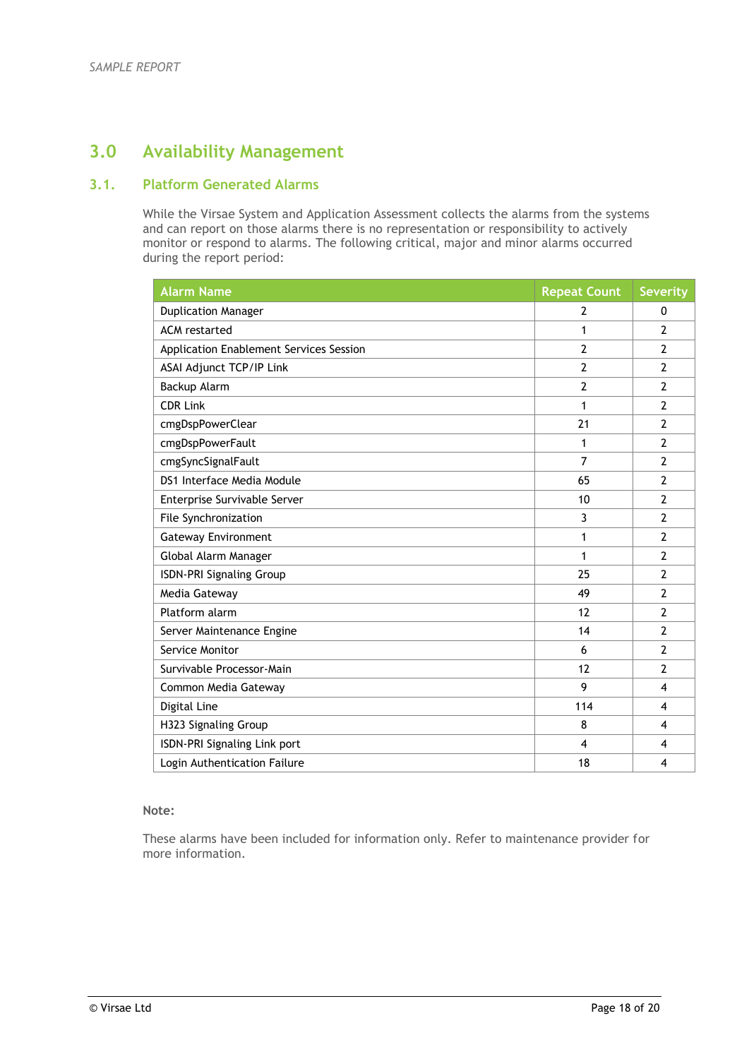# 3.0 Availability Management

## 3.1. Platform Generated Alarms

While the Virsae System and Application Assessment collects the alarms from the systems and can report on those alarms there is no representation or responsibility to actively monitor or respond to alarms. The following critical, major and minor alarms occurred during the report period:

| Alarm Name | Repeat Count | Severity |
|---|---|---|
| Duplication Manager | 2 | 0 |
| ACM restarted | 1 | 2 |
| Application Enablement Services Session | 2 | 2 |
| ASAI Adjunct TCP/IP Link | 2 | 2 |
| Backup Alarm | 2 | 2 |
| CDR Link | 1 | 2 |
| cmgDspPowerClear | 21 | 2 |
| cmgDspPowerFault | 1 | 2 |
| cmgSyncSignalFault | 7 | 2 |
| DS1 Interface Media Module | 65 | 2 |
| Enterprise Survivable Server | 10 | 2 |
| File Synchronization | 3 | 2 |
| Gateway Environment | 1 | 2 |
| Global Alarm Manager | 1 | 2 |
| ISDN-PRI Signaling Group | 25 | 2 |
| Media Gateway | 49 | 2 |
| Platform alarm | 12 | 2 |
| Server Maintenance Engine | 14 | 2 |
| Service Monitor | 6 | 2 |
| Survivable Processor-Main | 12 | 2 |
| Common Media Gateway | 9 | 4 |
| Digital Line | 114 | 4 |
| H323 Signaling Group | 8 | 4 |
| ISDN-PRI Signaling Link port | 4 | 4 |
| Login Authentication Failure | 18 | 4 |

**Note:**

These alarms have been included for information only. Refer to maintenance provider for more information.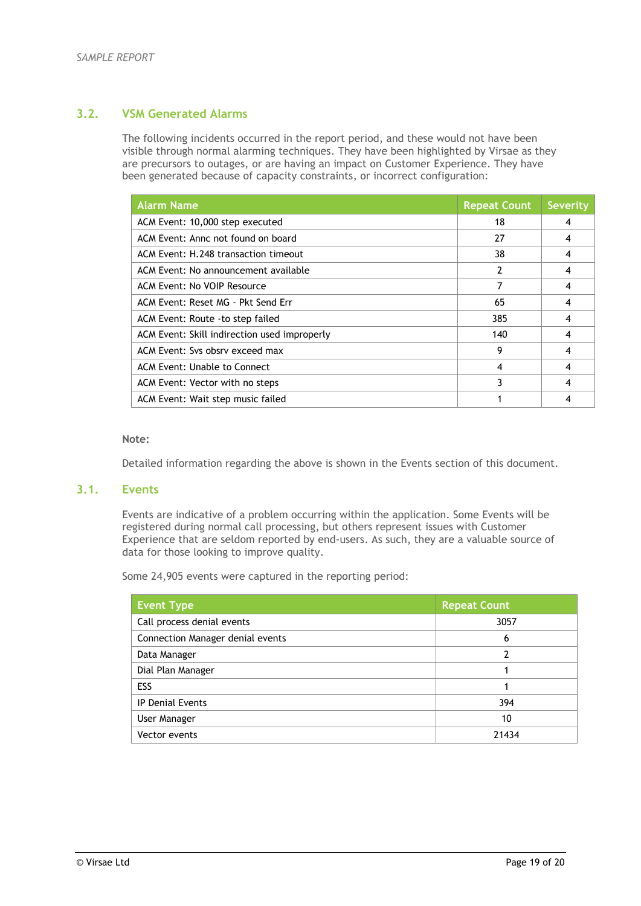## 3.2. VSM Generated Alarms

The following incidents occurred in the report period, and these would not have been visible through normal alarming techniques. They have been highlighted by Virsae as they are precursors to outages, or are having an impact on Customer Experience. They have been generated because of capacity constraints, or incorrect configuration:

| Alarm Name | Repeat Count | Severity |
|---|---|---|
| ACM Event: 10,000 step executed | 18 | 4 |
| ACM Event: Annc not found on board | 27 | 4 |
| ACM Event: H.248 transaction timeout | 38 | 4 |
| ACM Event: No announcement available | 2 | 4 |
| ACM Event: No VOIP Resource | 7 | 4 |
| ACM Event: Reset MG - Pkt Send Err | 65 | 4 |
| ACM Event: Route -to step failed | 385 | 4 |
| ACM Event: Skill indirection used improperly | 140 | 4 |
| ACM Event: Svs obsrv exceed max | 9 | 4 |
| ACM Event: Unable to Connect | 4 | 4 |
| ACM Event: Vector with no steps | 3 | 4 |
| ACM Event: Wait step music failed | 1 | 4 |

**Note:**

Detailed information regarding the above is shown in the Events section of this document.

## 3.1. Events

Events are indicative of a problem occurring within the application. Some Events will be registered during normal call processing, but others represent issues with Customer Experience that are seldom reported by end-users. As such, they are a valuable source of data for those looking to improve quality.

Some 24,905 events were captured in the reporting period:

| Event Type | Repeat Count |
|---|---|
| Call process denial events | 3057 |
| Connection Manager denial events | 6 |
| Data Manager | 2 |
| Dial Plan Manager | 1 |
| ESS | 1 |
| IP Denial Events | 394 |
| User Manager | 10 |
| Vector events | 21434 |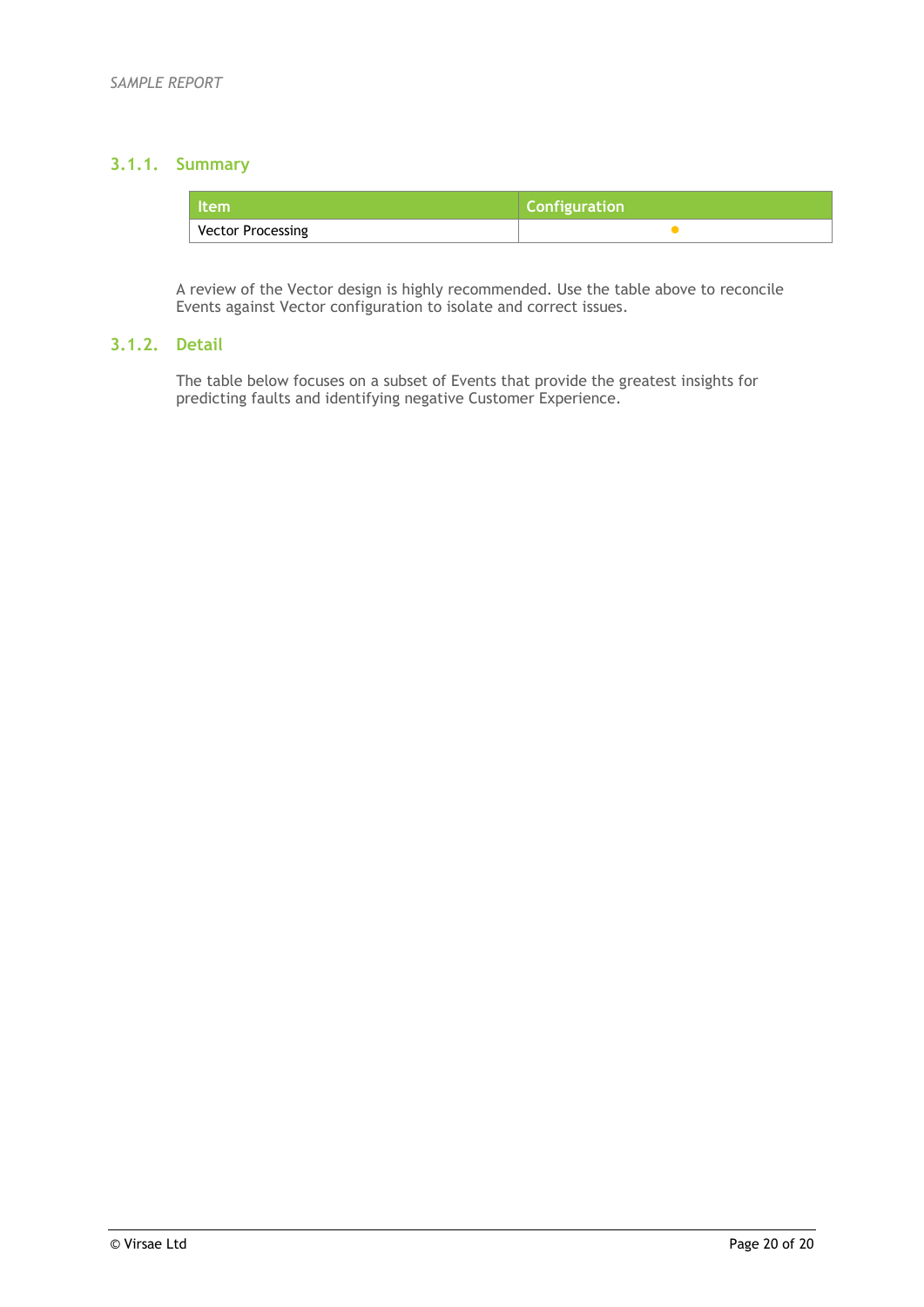### 3.1.1. Summary

| Item | Configuration |
|---|---|
| Vector Processing | ● |

A review of the Vector design is highly recommended. Use the table above to reconcile Events against Vector configuration to isolate and correct issues.

### 3.1.2. Detail

The table below focuses on a subset of Events that provide the greatest insights for predicting faults and identifying negative Customer Experience.